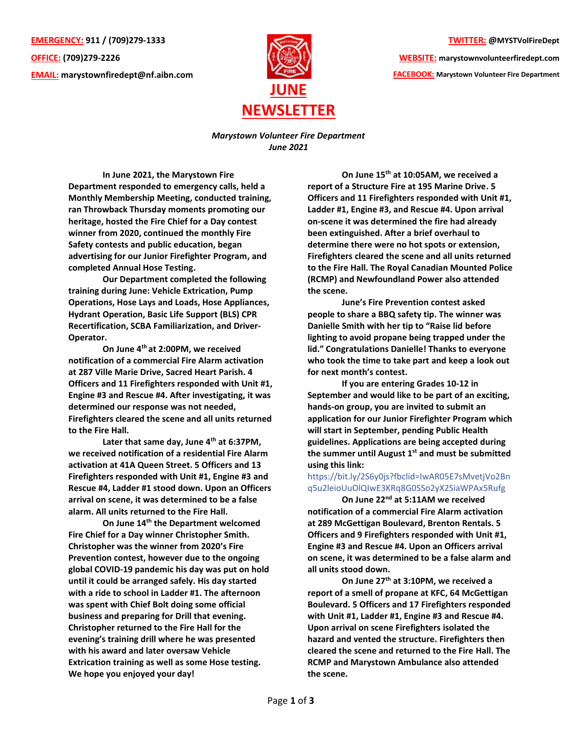**EMERGENCY:** 911 / (709)279-1333

**OFFICE:** (709)279-2226

**EMAIL:** marystownfiredept@nf.aibn.com

**TWITTER:** @MYSTVolFireDept

**WEBSITE:** marystownvolunteerfiredept.com

**FACEBOOK:** Marystown Volunteer Fire Department

# JUNE NEWSLETTER

***Marystown Volunteer Fire Department***
***June 2021***

**In June 2021, the Marystown Fire Department responded to emergency calls, held a Monthly Membership Meeting, conducted training, ran Throwback Thursday moments promoting our heritage, hosted the Fire Chief for a Day contest winner from 2020, continued the monthly Fire Safety contests and public education, began advertising for our Junior Firefighter Program, and completed Annual Hose Testing.**

**Our Department completed the following training during June: Vehicle Extrication, Pump Operations, Hose Lays and Loads, Hose Appliances, Hydrant Operation, Basic Life Support (BLS) CPR Recertification, SCBA Familiarization, and Driver-Operator.**

**On June 4th at 2:00PM, we received notification of a commercial Fire Alarm activation at 287 Ville Marie Drive, Sacred Heart Parish. 4 Officers and 11 Firefighters responded with Unit #1, Engine #3 and Rescue #4. After investigating, it was determined our response was not needed, Firefighters cleared the scene and all units returned to the Fire Hall.**

**Later that same day, June 4th at 6:37PM, we received notification of a residential Fire Alarm activation at 41A Queen Street. 5 Officers and 13 Firefighters responded with Unit #1, Engine #3 and Rescue #4, Ladder #1 stood down. Upon an Officers arrival on scene, it was determined to be a false alarm. All units returned to the Fire Hall.**

**On June 14th the Department welcomed Fire Chief for a Day winner Christopher Smith. Christopher was the winner from 2020's Fire Prevention contest, however due to the ongoing global COVID-19 pandemic his day was put on hold until it could be arranged safely. His day started with a ride to school in Ladder #1. The afternoon was spent with Chief Bolt doing some official business and preparing for Drill that evening. Christopher returned to the Fire Hall for the evening's training drill where he was presented with his award and later oversaw Vehicle Extrication training as well as some Hose testing. We hope you enjoyed your day!**

**On June 15th at 10:05AM, we received a report of a Structure Fire at 195 Marine Drive. 5 Officers and 11 Firefighters responded with Unit #1, Ladder #1, Engine #3, and Rescue #4. Upon arrival on-scene it was determined the fire had already been extinguished. After a brief overhaul to determine there were no hot spots or extension, Firefighters cleared the scene and all units returned to the Fire Hall. The Royal Canadian Mounted Police (RCMP) and Newfoundland Power also attended the scene.**

**June's Fire Prevention contest asked people to share a BBQ safety tip. The winner was Danielle Smith with her tip to "Raise lid before lighting to avoid propane being trapped under the lid." Congratulations Danielle! Thanks to everyone who took the time to take part and keep a look out for next month's contest.**

**If you are entering Grades 10-12 in September and would like to be part of an exciting, hands-on group, you are invited to submit an application for our Junior Firefighter Program which will start in September, pending Public Health guidelines. Applications are being accepted during the summer until August 1st and must be submitted using this link:**
https://bit.ly/2S6y0js?fbclid=IwAR05E7sMvetjVo2Bnq5u2leioUuOlQIwE3KRq8G0SSo2yX2SiaWPAx5Rufg

**On June 22nd at 5:11AM we received notification of a commercial Fire Alarm activation at 289 McGettigan Boulevard, Brenton Rentals. 5 Officers and 9 Firefighters responded with Unit #1, Engine #3 and Rescue #4. Upon an Officers arrival on scene, it was determined to be a false alarm and all units stood down.**

**On June 27th at 3:10PM, we received a report of a smell of propane at KFC, 64 McGettigan Boulevard. 5 Officers and 17 Firefighters responded with Unit #1, Ladder #1, Engine #3 and Rescue #4. Upon arrival on scene Firefighters isolated the hazard and vented the structure. Firefighters then cleared the scene and returned to the Fire Hall. The RCMP and Marystown Ambulance also attended the scene.**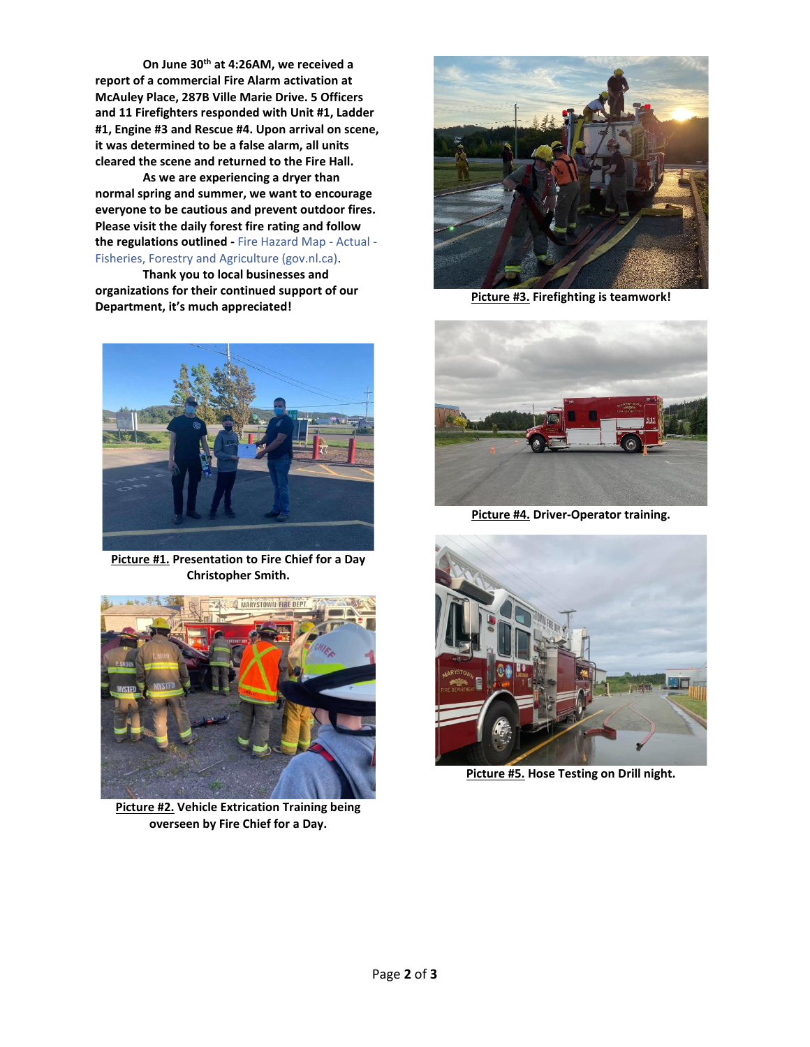**On June 30th at 4:26AM, we received a report of a commercial Fire Alarm activation at McAuley Place, 287B Ville Marie Drive. 5 Officers and 11 Firefighters responded with Unit #1, Ladder #1, Engine #3 and Rescue #4. Upon arrival on scene, it was determined to be a false alarm, all units cleared the scene and returned to the Fire Hall.**

**As we are experiencing a dryer than normal spring and summer, we want to encourage everyone to be cautious and prevent outdoor fires. Please visit the daily forest fire rating and follow the regulations outlined -** Fire Hazard Map - Actual - Fisheries, Forestry and Agriculture (gov.nl.ca).

**Thank you to local businesses and organizations for their continued support of our Department, it's much appreciated!**

**Picture #1. Presentation to Fire Chief for a Day Christopher Smith.**

**Picture #2. Vehicle Extrication Training being overseen by Fire Chief for a Day.**

**Picture #3. Firefighting is teamwork!**

**Picture #4. Driver-Operator training.**

**Picture #5. Hose Testing on Drill night.**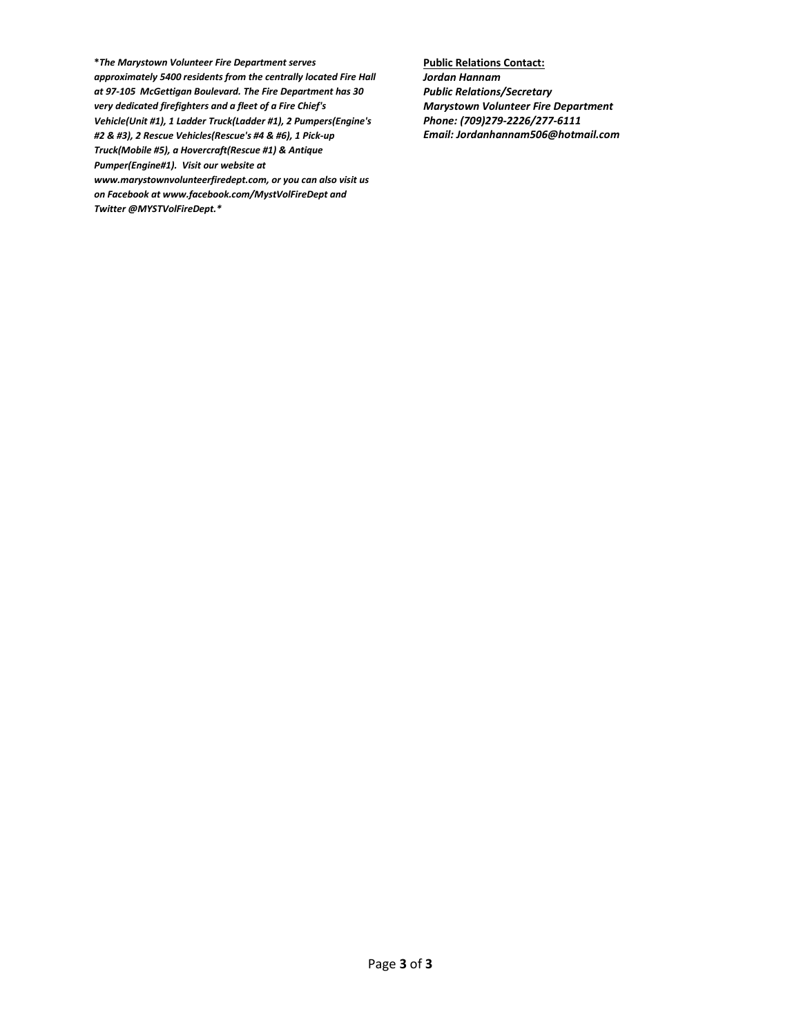\**The Marystown Volunteer Fire Department serves approximately 5400 residents from the centrally located Fire Hall at 97-105 McGettigan Boulevard. The Fire Department has 30 very dedicated firefighters and a fleet of a Fire Chief's Vehicle(Unit #1), 1 Ladder Truck(Ladder #1), 2 Pumpers(Engine's #2 & #3), 2 Rescue Vehicles(Rescue's #4 & #6), 1 Pick-up Truck(Mobile #5), a Hovercraft(Rescue #1) & Antique Pumper(Engine#1). Visit our website at www.marystownvolunteerfiredept.com, or you can also visit us on Facebook at www.facebook.com/MystVolFireDept and Twitter @MYSTVolFireDept.\**

**Public Relations Contact:**

***Jordan Hannam***
***Public Relations/Secretary***
***Marystown Volunteer Fire Department***
***Phone: (709)279-2226/277-6111***
***Email: Jordanhannam506@hotmail.com***